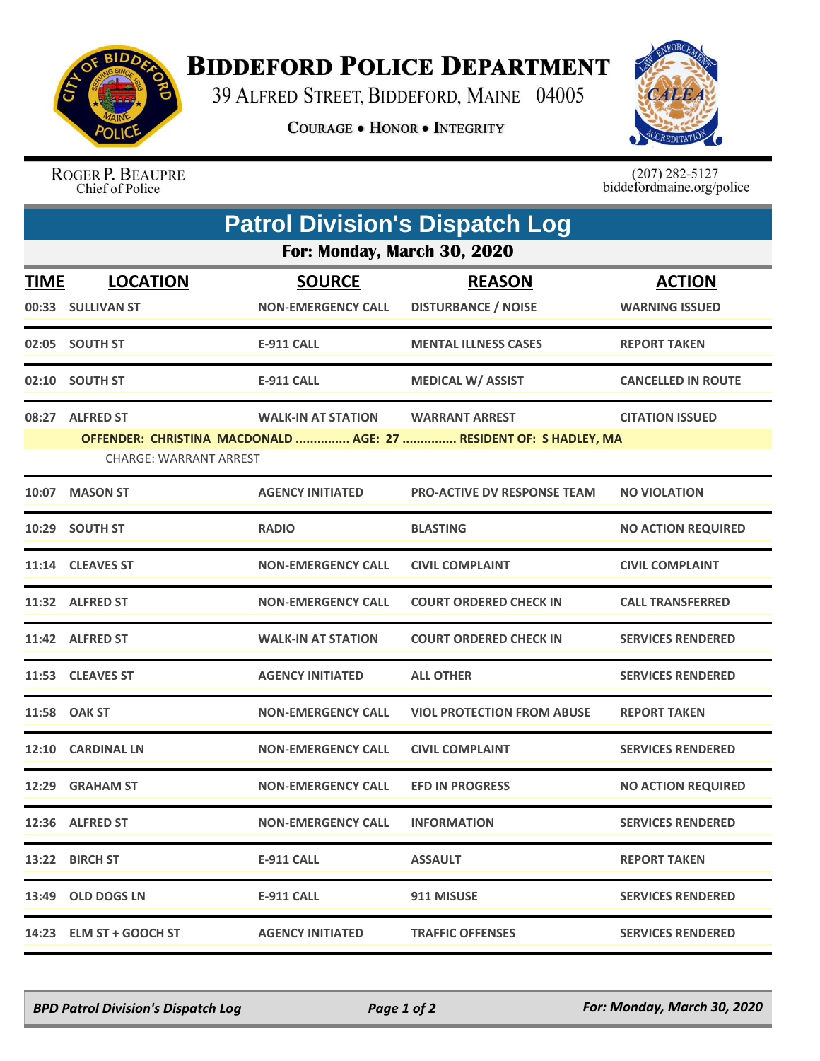# Biddeford Police Department

39 Alfred Street, Biddeford, Maine 04005

**Courage • Honor • Integrity**

Roger P. Beaupre
Chief of Police

(207) 282-5127
biddefordmaine.org/police

## Patrol Division's Dispatch Log

### For: Monday, March 30, 2020

| TIME | LOCATION | SOURCE | REASON | ACTION |
|---|---|---|---|---|
| 00:33 | SULLIVAN ST | NON-EMERGENCY CALL | DISTURBANCE / NOISE | WARNING ISSUED |
| 02:05 | SOUTH ST | E-911 CALL | MENTAL ILLNESS CASES | REPORT TAKEN |
| 02:10 | SOUTH ST | E-911 CALL | MEDICAL W/ ASSIST | CANCELLED IN ROUTE |
| 08:27 | ALFRED ST | WALK-IN AT STATION | WARRANT ARREST | CITATION ISSUED |
| | OFFENDER: CHRISTINA MACDONALD ............... AGE: 27 ............... RESIDENT OF: S HADLEY, MA<br>CHARGE: WARRANT ARREST | | | |
| 10:07 | MASON ST | AGENCY INITIATED | PRO-ACTIVE DV RESPONSE TEAM | NO VIOLATION |
| 10:29 | SOUTH ST | RADIO | BLASTING | NO ACTION REQUIRED |
| 11:14 | CLEAVES ST | NON-EMERGENCY CALL | CIVIL COMPLAINT | CIVIL COMPLAINT |
| 11:32 | ALFRED ST | NON-EMERGENCY CALL | COURT ORDERED CHECK IN | CALL TRANSFERRED |
| 11:42 | ALFRED ST | WALK-IN AT STATION | COURT ORDERED CHECK IN | SERVICES RENDERED |
| 11:53 | CLEAVES ST | AGENCY INITIATED | ALL OTHER | SERVICES RENDERED |
| 11:58 | OAK ST | NON-EMERGENCY CALL | VIOL PROTECTION FROM ABUSE | REPORT TAKEN |
| 12:10 | CARDINAL LN | NON-EMERGENCY CALL | CIVIL COMPLAINT | SERVICES RENDERED |
| 12:29 | GRAHAM ST | NON-EMERGENCY CALL | EFD IN PROGRESS | NO ACTION REQUIRED |
| 12:36 | ALFRED ST | NON-EMERGENCY CALL | INFORMATION | SERVICES RENDERED |
| 13:22 | BIRCH ST | E-911 CALL | ASSAULT | REPORT TAKEN |
| 13:49 | OLD DOGS LN | E-911 CALL | 911 MISUSE | SERVICES RENDERED |
| 14:23 | ELM ST + GOOCH ST | AGENCY INITIATED | TRAFFIC OFFENSES | SERVICES RENDERED |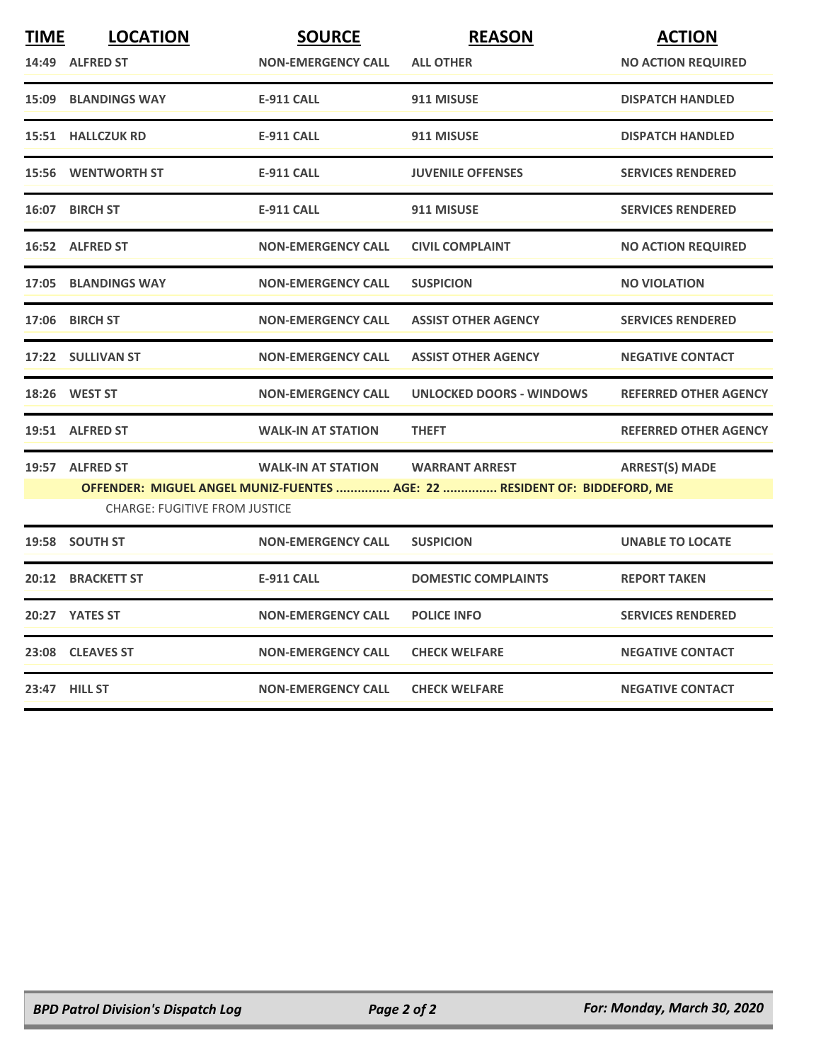| TIME | LOCATION | SOURCE | REASON | ACTION |
|---|---|---|---|---|
| 14:49 | ALFRED ST | NON-EMERGENCY CALL | ALL OTHER | NO ACTION REQUIRED |
| 15:09 | BLANDINGS WAY | E-911 CALL | 911 MISUSE | DISPATCH HANDLED |
| 15:51 | HALLCZUK RD | E-911 CALL | 911 MISUSE | DISPATCH HANDLED |
| 15:56 | WENTWORTH ST | E-911 CALL | JUVENILE OFFENSES | SERVICES RENDERED |
| 16:07 | BIRCH ST | E-911 CALL | 911 MISUSE | SERVICES RENDERED |
| 16:52 | ALFRED ST | NON-EMERGENCY CALL | CIVIL COMPLAINT | NO ACTION REQUIRED |
| 17:05 | BLANDINGS WAY | NON-EMERGENCY CALL | SUSPICION | NO VIOLATION |
| 17:06 | BIRCH ST | NON-EMERGENCY CALL | ASSIST OTHER AGENCY | SERVICES RENDERED |
| 17:22 | SULLIVAN ST | NON-EMERGENCY CALL | ASSIST OTHER AGENCY | NEGATIVE CONTACT |
| 18:26 | WEST ST | NON-EMERGENCY CALL | UNLOCKED DOORS - WINDOWS | REFERRED OTHER AGENCY |
| 19:51 | ALFRED ST | WALK-IN AT STATION | THEFT | REFERRED OTHER AGENCY |
| 19:57 | ALFRED ST | WALK-IN AT STATION | WARRANT ARREST | ARREST(S) MADE |
| | OFFENDER: MIGUEL ANGEL MUNIZ-FUENTES ............... AGE: 22 ............... RESIDENT OF: BIDDEFORD, ME | | | |
| | CHARGE: FUGITIVE FROM JUSTICE | | | |
| 19:58 | SOUTH ST | NON-EMERGENCY CALL | SUSPICION | UNABLE TO LOCATE |
| 20:12 | BRACKETT ST | E-911 CALL | DOMESTIC COMPLAINTS | REPORT TAKEN |
| 20:27 | YATES ST | NON-EMERGENCY CALL | POLICE INFO | SERVICES RENDERED |
| 23:08 | CLEAVES ST | NON-EMERGENCY CALL | CHECK WELFARE | NEGATIVE CONTACT |
| 23:47 | HILL ST | NON-EMERGENCY CALL | CHECK WELFARE | NEGATIVE CONTACT |